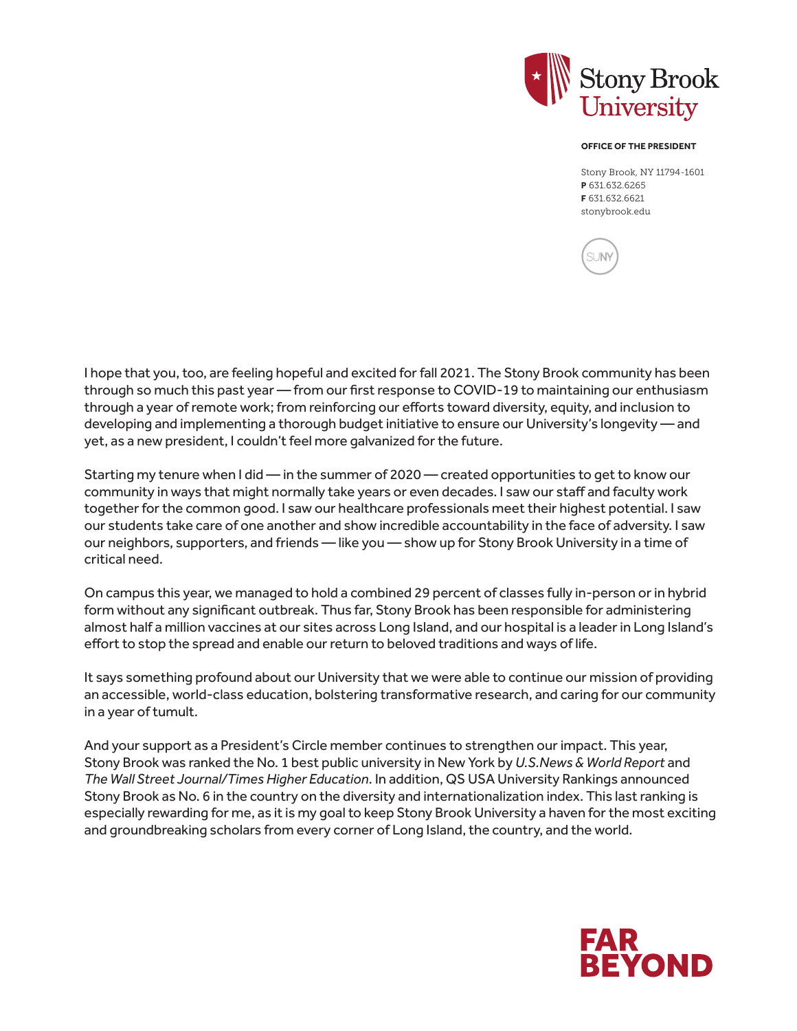Stony Brook University

**OFFICE OF THE PRESIDENT**

Stony Brook, NY 11794-1601
**P** 631.632.6265
**F** 631.632.6621
stonybrook.edu

I hope that you, too, are feeling hopeful and excited for fall 2021. The Stony Brook community has been through so much this past year — from our first response to COVID-19 to maintaining our enthusiasm through a year of remote work; from reinforcing our efforts toward diversity, equity, and inclusion to developing and implementing a thorough budget initiative to ensure our University's longevity — and yet, as a new president, I couldn't feel more galvanized for the future.

Starting my tenure when I did — in the summer of 2020 — created opportunities to get to know our community in ways that might normally take years or even decades. I saw our staff and faculty work together for the common good. I saw our healthcare professionals meet their highest potential. I saw our students take care of one another and show incredible accountability in the face of adversity. I saw our neighbors, supporters, and friends — like you — show up for Stony Brook University in a time of critical need.

On campus this year, we managed to hold a combined 29 percent of classes fully in-person or in hybrid form without any significant outbreak. Thus far, Stony Brook has been responsible for administering almost half a million vaccines at our sites across Long Island, and our hospital is a leader in Long Island's effort to stop the spread and enable our return to beloved traditions and ways of life.

It says something profound about our University that we were able to continue our mission of providing an accessible, world-class education, bolstering transformative research, and caring for our community in a year of tumult.

And your support as a President's Circle member continues to strengthen our impact. This year, Stony Brook was ranked the No. 1 best public university in New York by *U.S.News & World Report* and *The Wall Street Journal/Times Higher Education*. In addition, QS USA University Rankings announced Stony Brook as No. 6 in the country on the diversity and internationalization index. This last ranking is especially rewarding for me, as it is my goal to keep Stony Brook University a haven for the most exciting and groundbreaking scholars from every corner of Long Island, the country, and the world.

**FAR BEYOND**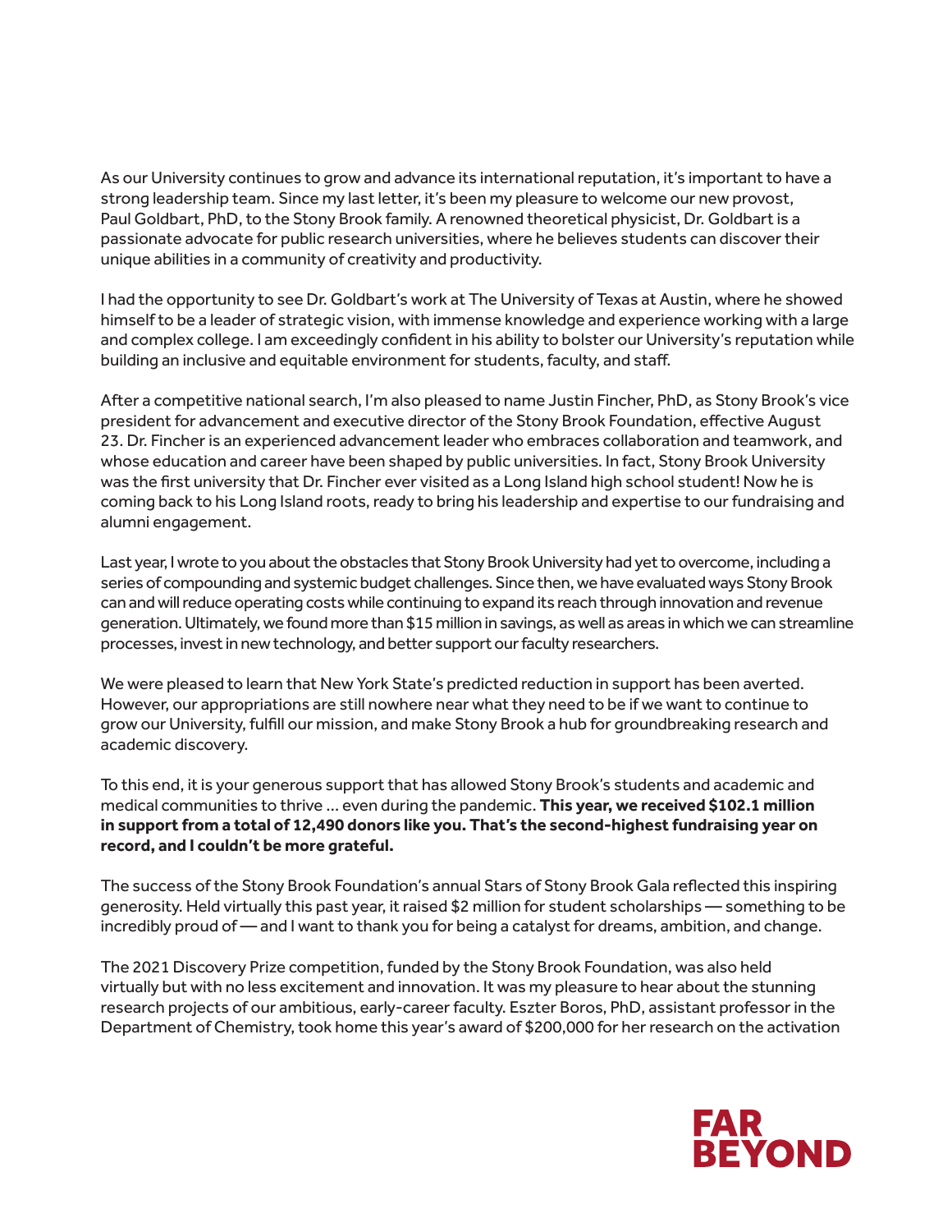As our University continues to grow and advance its international reputation, it's important to have a strong leadership team. Since my last letter, it's been my pleasure to welcome our new provost, Paul Goldbart, PhD, to the Stony Brook family. A renowned theoretical physicist, Dr. Goldbart is a passionate advocate for public research universities, where he believes students can discover their unique abilities in a community of creativity and productivity.

I had the opportunity to see Dr. Goldbart's work at The University of Texas at Austin, where he showed himself to be a leader of strategic vision, with immense knowledge and experience working with a large and complex college. I am exceedingly confident in his ability to bolster our University's reputation while building an inclusive and equitable environment for students, faculty, and staff.

After a competitive national search, I'm also pleased to name Justin Fincher, PhD, as Stony Brook's vice president for advancement and executive director of the Stony Brook Foundation, effective August 23. Dr. Fincher is an experienced advancement leader who embraces collaboration and teamwork, and whose education and career have been shaped by public universities. In fact, Stony Brook University was the first university that Dr. Fincher ever visited as a Long Island high school student! Now he is coming back to his Long Island roots, ready to bring his leadership and expertise to our fundraising and alumni engagement.

Last year, I wrote to you about the obstacles that Stony Brook University had yet to overcome, including a series of compounding and systemic budget challenges. Since then, we have evaluated ways Stony Brook can and will reduce operating costs while continuing to expand its reach through innovation and revenue generation. Ultimately, we found more than $15 million in savings, as well as areas in which we can streamline processes, invest in new technology, and better support our faculty researchers.

We were pleased to learn that New York State's predicted reduction in support has been averted. However, our appropriations are still nowhere near what they need to be if we want to continue to grow our University, fulfill our mission, and make Stony Brook a hub for groundbreaking research and academic discovery.

To this end, it is your generous support that has allowed Stony Brook's students and academic and medical communities to thrive ... even during the pandemic. **This year, we received $102.1 million in support from a total of 12,490 donors like you. That's the second-highest fundraising year on record, and I couldn't be more grateful.**

The success of the Stony Brook Foundation's annual Stars of Stony Brook Gala reflected this inspiring generosity. Held virtually this past year, it raised $2 million for student scholarships — something to be incredibly proud of — and I want to thank you for being a catalyst for dreams, ambition, and change.

The 2021 Discovery Prize competition, funded by the Stony Brook Foundation, was also held virtually but with no less excitement and innovation. It was my pleasure to hear about the stunning research projects of our ambitious, early-career faculty. Eszter Boros, PhD, assistant professor in the Department of Chemistry, took home this year's award of $200,000 for her research on the activation

FAR BEYOND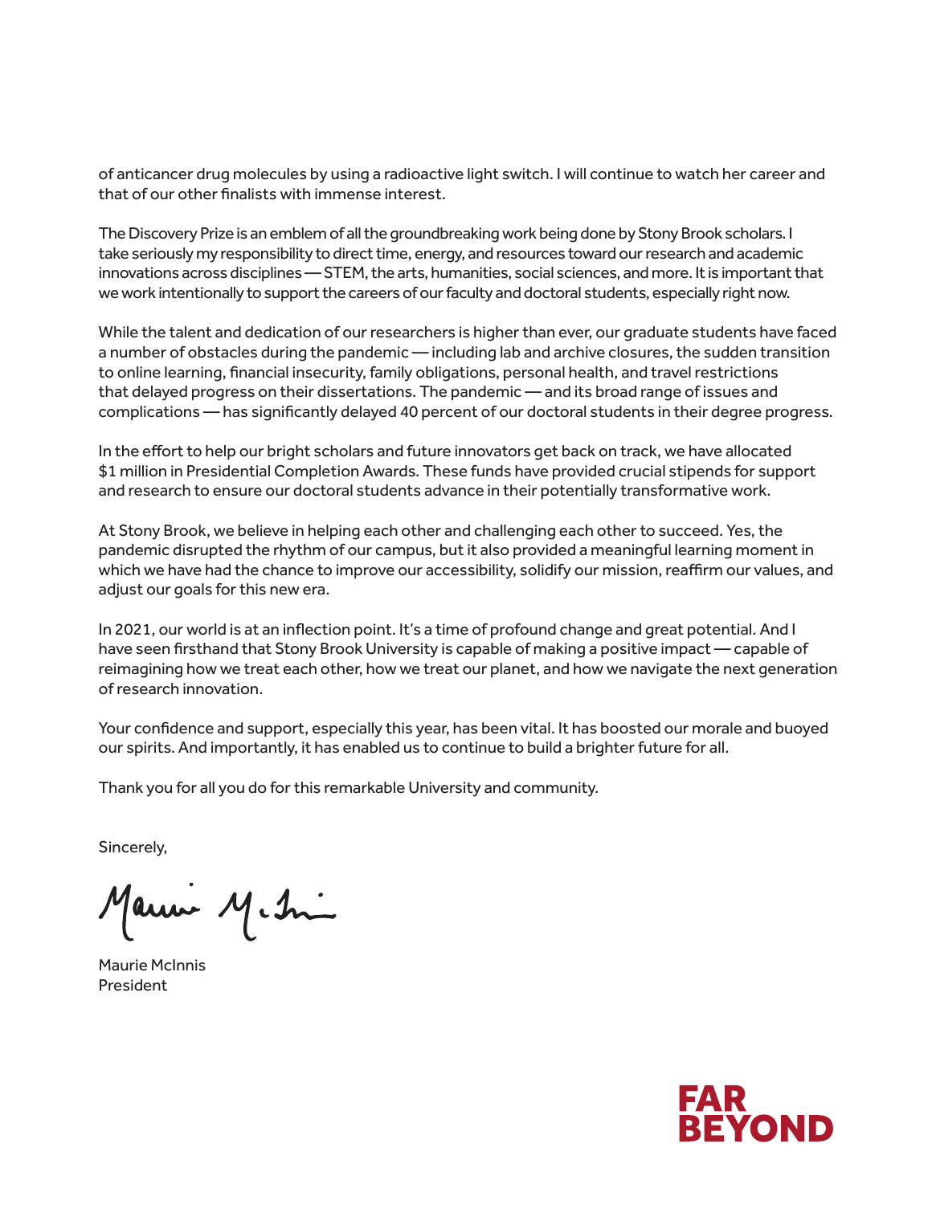of anticancer drug molecules by using a radioactive light switch. I will continue to watch her career and that of our other finalists with immense interest.

The Discovery Prize is an emblem of all the groundbreaking work being done by Stony Brook scholars. I take seriously my responsibility to direct time, energy, and resources toward our research and academic innovations across disciplines — STEM, the arts, humanities, social sciences, and more. It is important that we work intentionally to support the careers of our faculty and doctoral students, especially right now.

While the talent and dedication of our researchers is higher than ever, our graduate students have faced a number of obstacles during the pandemic — including lab and archive closures, the sudden transition to online learning, financial insecurity, family obligations, personal health, and travel restrictions that delayed progress on their dissertations. The pandemic — and its broad range of issues and complications — has significantly delayed 40 percent of our doctoral students in their degree progress.

In the effort to help our bright scholars and future innovators get back on track, we have allocated $1 million in Presidential Completion Awards. These funds have provided crucial stipends for support and research to ensure our doctoral students advance in their potentially transformative work.

At Stony Brook, we believe in helping each other and challenging each other to succeed. Yes, the pandemic disrupted the rhythm of our campus, but it also provided a meaningful learning moment in which we have had the chance to improve our accessibility, solidify our mission, reaffirm our values, and adjust our goals for this new era.

In 2021, our world is at an inflection point. It's a time of profound change and great potential. And I have seen firsthand that Stony Brook University is capable of making a positive impact — capable of reimagining how we treat each other, how we treat our planet, and how we navigate the next generation of research innovation.

Your confidence and support, especially this year, has been vital. It has boosted our morale and buoyed our spirits. And importantly, it has enabled us to continue to build a brighter future for all.

Thank you for all you do for this remarkable University and community.

Sincerely,

Maurie McInnis
President

FAR BEYOND